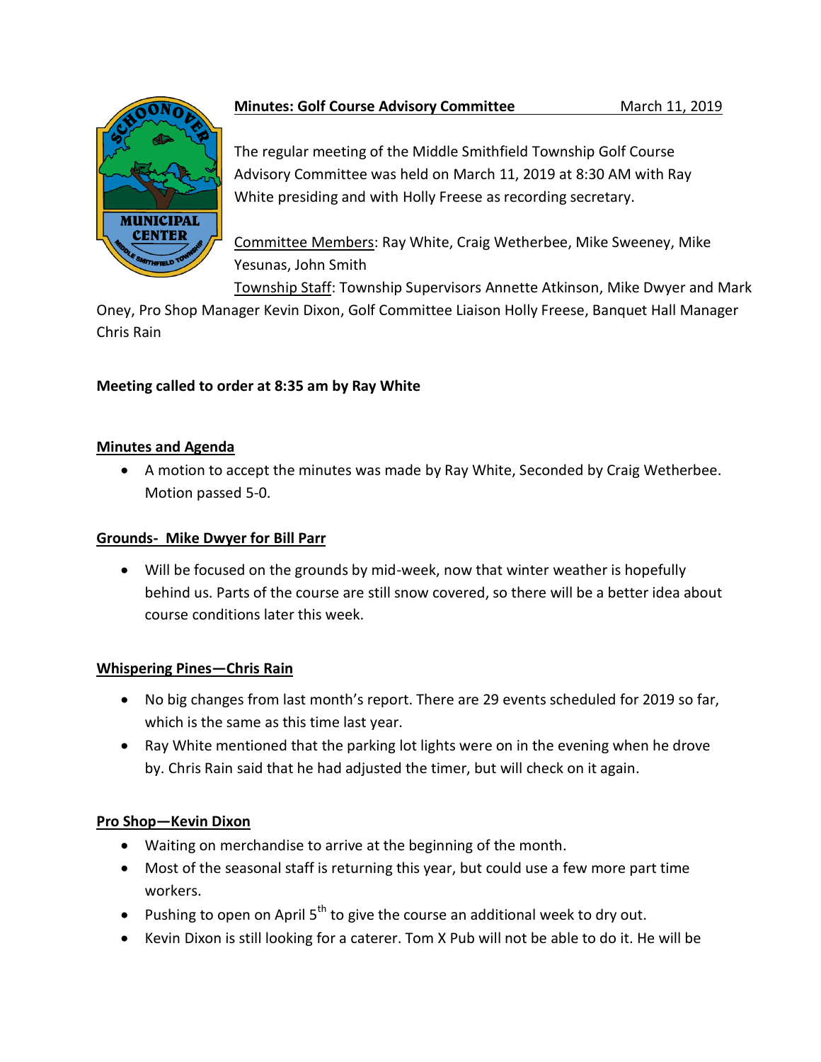**Minutes: Golf Course Advisory Committee** March 11, 2019

The regular meeting of the Middle Smithfield Township Golf Course Advisory Committee was held on March 11, 2019 at 8:30 AM with Ray White presiding and with Holly Freese as recording secretary.

Committee Members: Ray White, Craig Wetherbee, Mike Sweeney, Mike Yesunas, John Smith

Township Staff: Township Supervisors Annette Atkinson, Mike Dwyer and Mark Oney, Pro Shop Manager Kevin Dixon, Golf Committee Liaison Holly Freese, Banquet Hall Manager Chris Rain

**Meeting called to order at 8:35 am by Ray White**

## Minutes and Agenda

- A motion to accept the minutes was made by Ray White, Seconded by Craig Wetherbee. Motion passed 5-0.

## Grounds- Mike Dwyer for Bill Parr

- Will be focused on the grounds by mid-week, now that winter weather is hopefully behind us. Parts of the course are still snow covered, so there will be a better idea about course conditions later this week.

## Whispering Pines—Chris Rain

- No big changes from last month's report. There are 29 events scheduled for 2019 so far, which is the same as this time last year.
- Ray White mentioned that the parking lot lights were on in the evening when he drove by. Chris Rain said that he had adjusted the timer, but will check on it again.

## Pro Shop—Kevin Dixon

- Waiting on merchandise to arrive at the beginning of the month.
- Most of the seasonal staff is returning this year, but could use a few more part time workers.
- Pushing to open on April 5th to give the course an additional week to dry out.
- Kevin Dixon is still looking for a caterer. Tom X Pub will not be able to do it. He will be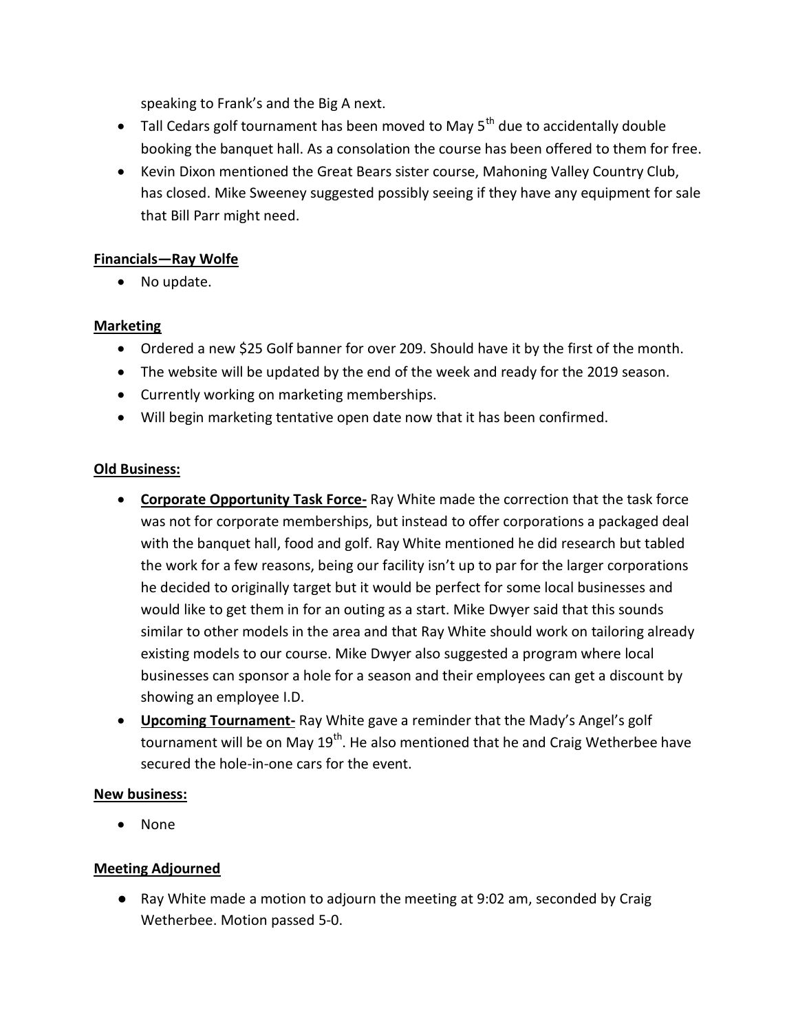speaking to Frank's and the Big A next.

- Tall Cedars golf tournament has been moved to May 5th due to accidentally double booking the banquet hall. As a consolation the course has been offered to them for free.
- Kevin Dixon mentioned the Great Bears sister course, Mahoning Valley Country Club, has closed. Mike Sweeney suggested possibly seeing if they have any equipment for sale that Bill Parr might need.

**Financials—Ray Wolfe**

- No update.

**Marketing**

- Ordered a new $25 Golf banner for over 209. Should have it by the first of the month.
- The website will be updated by the end of the week and ready for the 2019 season.
- Currently working on marketing memberships.
- Will begin marketing tentative open date now that it has been confirmed.

**Old Business:**

- **Corporate Opportunity Task Force-** Ray White made the correction that the task force was not for corporate memberships, but instead to offer corporations a packaged deal with the banquet hall, food and golf. Ray White mentioned he did research but tabled the work for a few reasons, being our facility isn't up to par for the larger corporations he decided to originally target but it would be perfect for some local businesses and would like to get them in for an outing as a start. Mike Dwyer said that this sounds similar to other models in the area and that Ray White should work on tailoring already existing models to our course. Mike Dwyer also suggested a program where local businesses can sponsor a hole for a season and their employees can get a discount by showing an employee I.D.
- **Upcoming Tournament-** Ray White gave a reminder that the Mady's Angel's golf tournament will be on May 19th. He also mentioned that he and Craig Wetherbee have secured the hole-in-one cars for the event.

**New business:**

- None

**Meeting Adjourned**

- Ray White made a motion to adjourn the meeting at 9:02 am, seconded by Craig Wetherbee. Motion passed 5-0.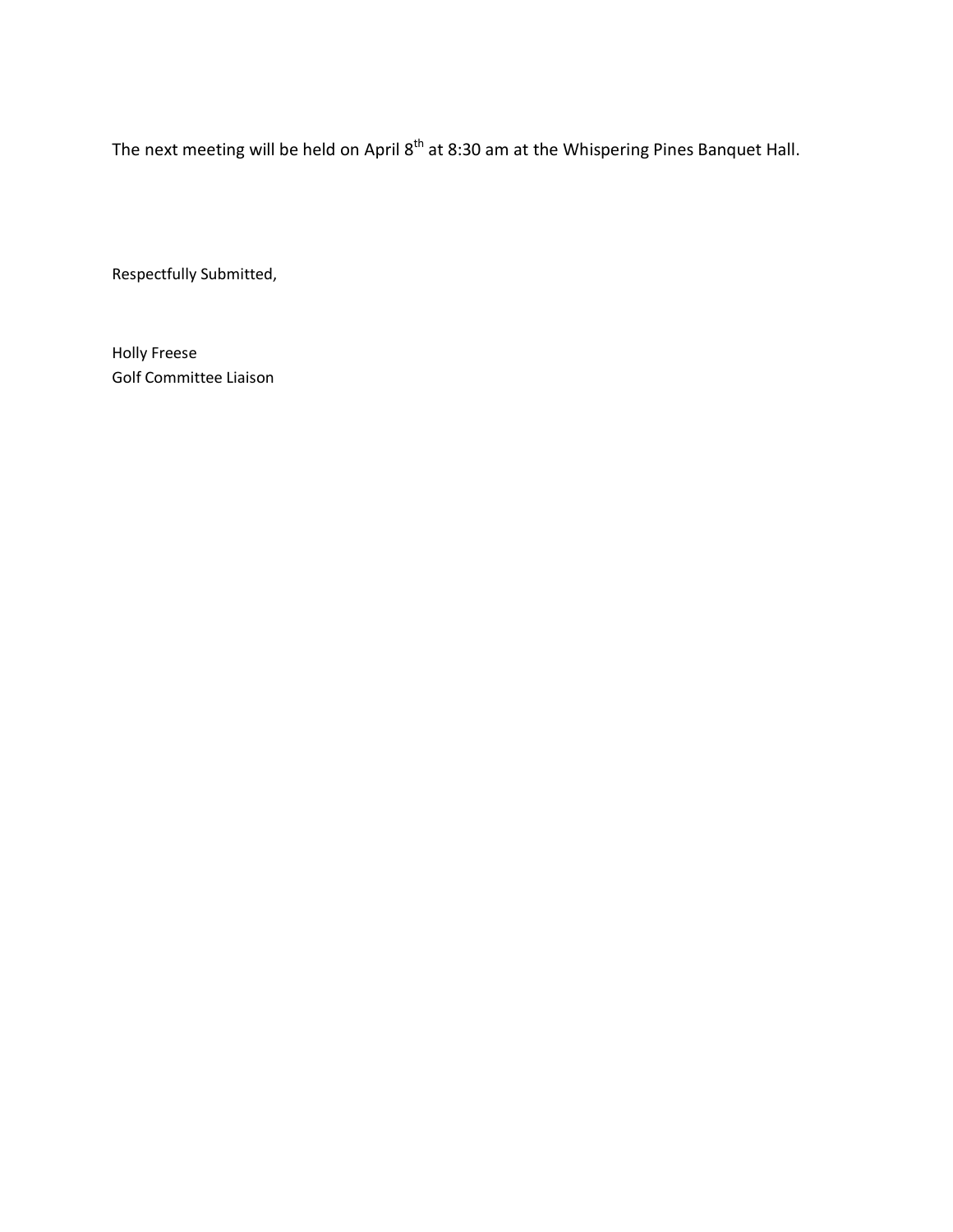The next meeting will be held on April 8th at 8:30 am at the Whispering Pines Banquet Hall.

Respectfully Submitted,

Holly Freese
Golf Committee Liaison